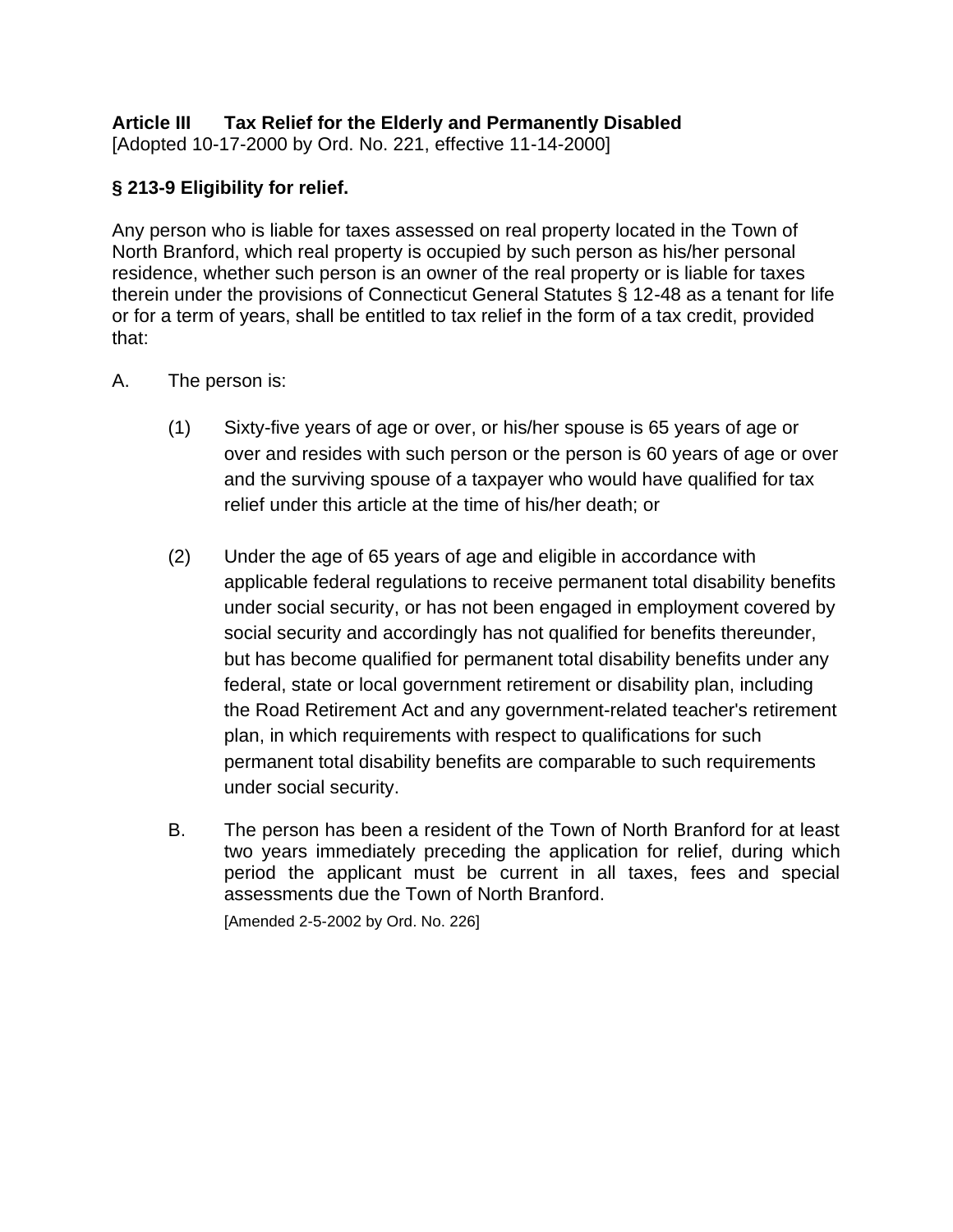## Article III Tax Relief for the Elderly and Permanently Disabled

[Adopted 10-17-2000 by Ord. No. 221, effective 11-14-2000]

### § 213-9 Eligibility for relief.

Any person who is liable for taxes assessed on real property located in the Town of North Branford, which real property is occupied by such person as his/her personal residence, whether such person is an owner of the real property or is liable for taxes therein under the provisions of Connecticut General Statutes § 12-48 as a tenant for life or for a term of years, shall be entitled to tax relief in the form of a tax credit, provided that:

A. The person is:

(1) Sixty-five years of age or over, or his/her spouse is 65 years of age or over and resides with such person or the person is 60 years of age or over and the surviving spouse of a taxpayer who would have qualified for tax relief under this article at the time of his/her death; or

(2) Under the age of 65 years of age and eligible in accordance with applicable federal regulations to receive permanent total disability benefits under social security, or has not been engaged in employment covered by social security and accordingly has not qualified for benefits thereunder, but has become qualified for permanent total disability benefits under any federal, state or local government retirement or disability plan, including the Road Retirement Act and any government-related teacher's retirement plan, in which requirements with respect to qualifications for such permanent total disability benefits are comparable to such requirements under social security.

B. The person has been a resident of the Town of North Branford for at least two years immediately preceding the application for relief, during which period the applicant must be current in all taxes, fees and special assessments due the Town of North Branford.

[Amended 2-5-2002 by Ord. No. 226]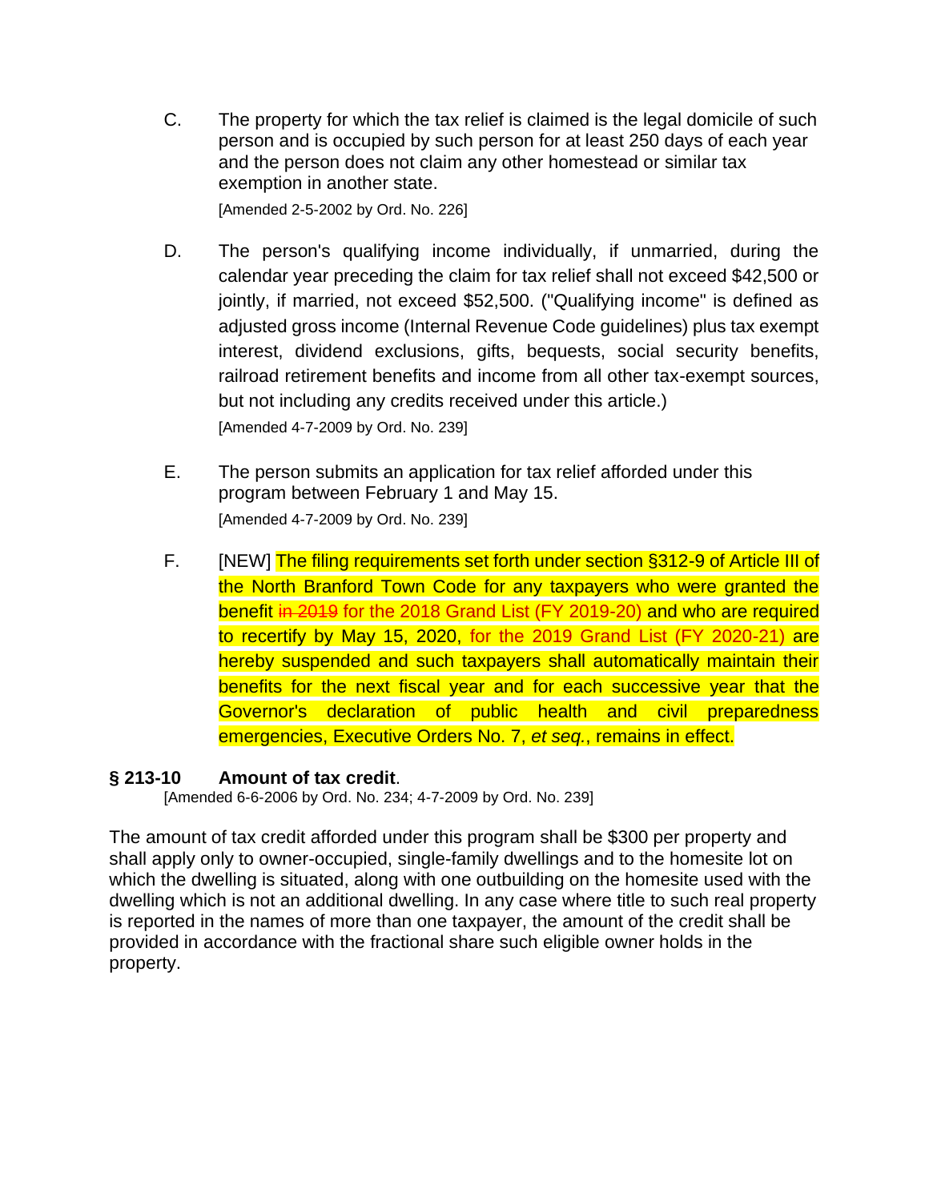C. The property for which the tax relief is claimed is the legal domicile of such person and is occupied by such person for at least 250 days of each year and the person does not claim any other homestead or similar tax exemption in another state.

[Amended 2-5-2002 by Ord. No. 226]

D. The person's qualifying income individually, if unmarried, during the calendar year preceding the claim for tax relief shall not exceed $42,500 or jointly, if married, not exceed $52,500. ("Qualifying income" is defined as adjusted gross income (Internal Revenue Code guidelines) plus tax exempt interest, dividend exclusions, gifts, bequests, social security benefits, railroad retirement benefits and income from all other tax-exempt sources, but not including any credits received under this article.)

[Amended 4-7-2009 by Ord. No. 239]

E. The person submits an application for tax relief afforded under this program between February 1 and May 15.

[Amended 4-7-2009 by Ord. No. 239]

F. [NEW] The filing requirements set forth under section §312-9 of Article III of the North Branford Town Code for any taxpayers who were granted the benefit ~~in 2019~~ for the 2018 Grand List (FY 2019-20) and who are required to recertify by May 15, 2020, for the 2019 Grand List (FY 2020-21) are hereby suspended and such taxpayers shall automatically maintain their benefits for the next fiscal year and for each successive year that the Governor's declaration of public health and civil preparedness emergencies, Executive Orders No. 7, *et seq.*, remains in effect.

### § 213-10 Amount of tax credit.

[Amended 6-6-2006 by Ord. No. 234; 4-7-2009 by Ord. No. 239]

The amount of tax credit afforded under this program shall be $300 per property and shall apply only to owner-occupied, single-family dwellings and to the homesite lot on which the dwelling is situated, along with one outbuilding on the homesite used with the dwelling which is not an additional dwelling. In any case where title to such real property is reported in the names of more than one taxpayer, the amount of the credit shall be provided in accordance with the fractional share such eligible owner holds in the property.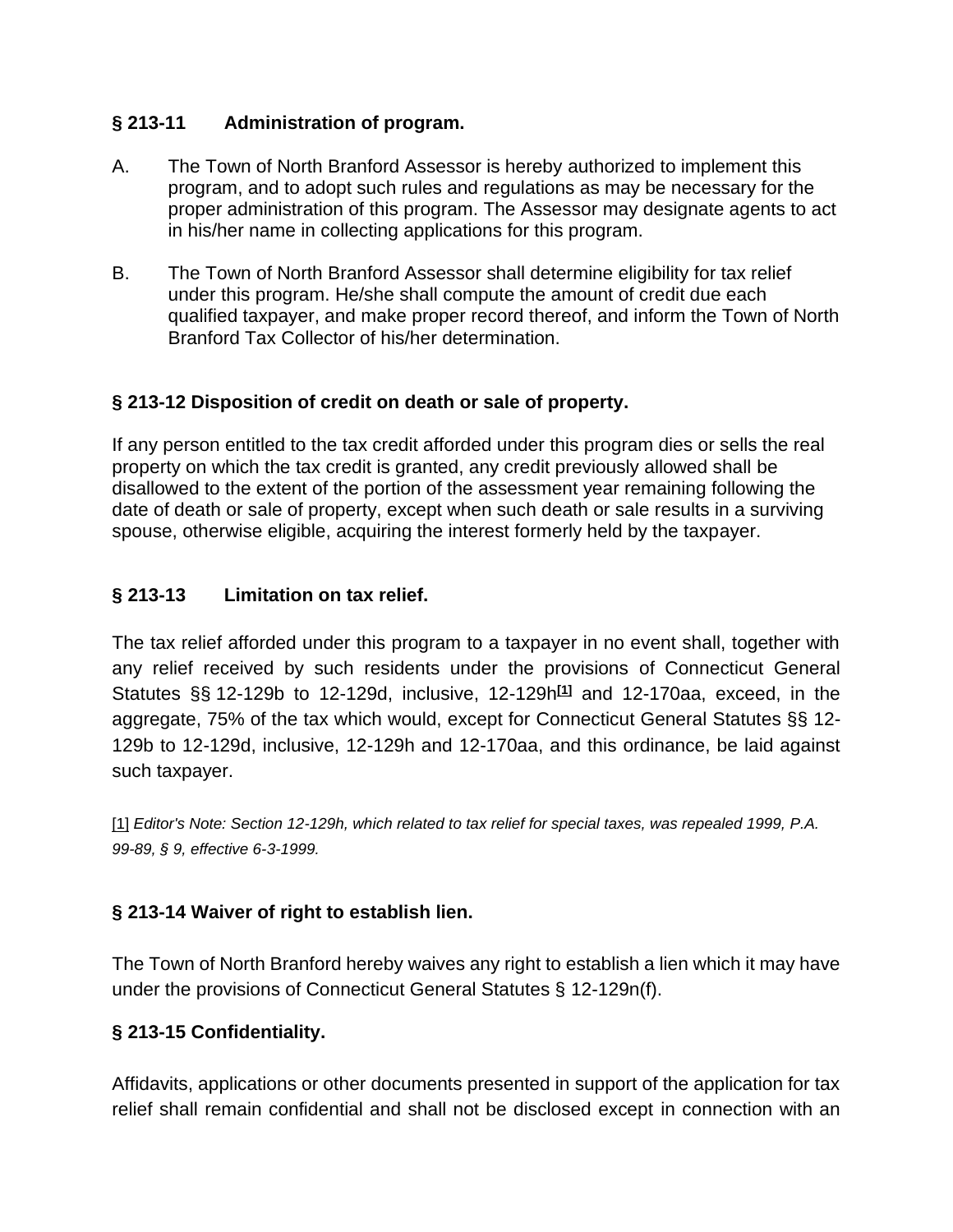### § 213-11 Administration of program.

A. The Town of North Branford Assessor is hereby authorized to implement this program, and to adopt such rules and regulations as may be necessary for the proper administration of this program. The Assessor may designate agents to act in his/her name in collecting applications for this program.

B. The Town of North Branford Assessor shall determine eligibility for tax relief under this program. He/she shall compute the amount of credit due each qualified taxpayer, and make proper record thereof, and inform the Town of North Branford Tax Collector of his/her determination.

### § 213-12 Disposition of credit on death or sale of property.

If any person entitled to the tax credit afforded under this program dies or sells the real property on which the tax credit is granted, any credit previously allowed shall be disallowed to the extent of the portion of the assessment year remaining following the date of death or sale of property, except when such death or sale results in a surviving spouse, otherwise eligible, acquiring the interest formerly held by the taxpayer.

### § 213-13 Limitation on tax relief.

The tax relief afforded under this program to a taxpayer in no event shall, together with any relief received by such residents under the provisions of Connecticut General Statutes §§ 12-129b to 12-129d, inclusive, 12-129h[1] and 12-170aa, exceed, in the aggregate, 75% of the tax which would, except for Connecticut General Statutes §§ 12-129b to 12-129d, inclusive, 12-129h and 12-170aa, and this ordinance, be laid against such taxpayer.

[1] *Editor's Note: Section 12-129h, which related to tax relief for special taxes, was repealed 1999, P.A. 99-89, § 9, effective 6-3-1999.*

### § 213-14 Waiver of right to establish lien.

The Town of North Branford hereby waives any right to establish a lien which it may have under the provisions of Connecticut General Statutes § 12-129n(f).

### § 213-15 Confidentiality.

Affidavits, applications or other documents presented in support of the application for tax relief shall remain confidential and shall not be disclosed except in connection with an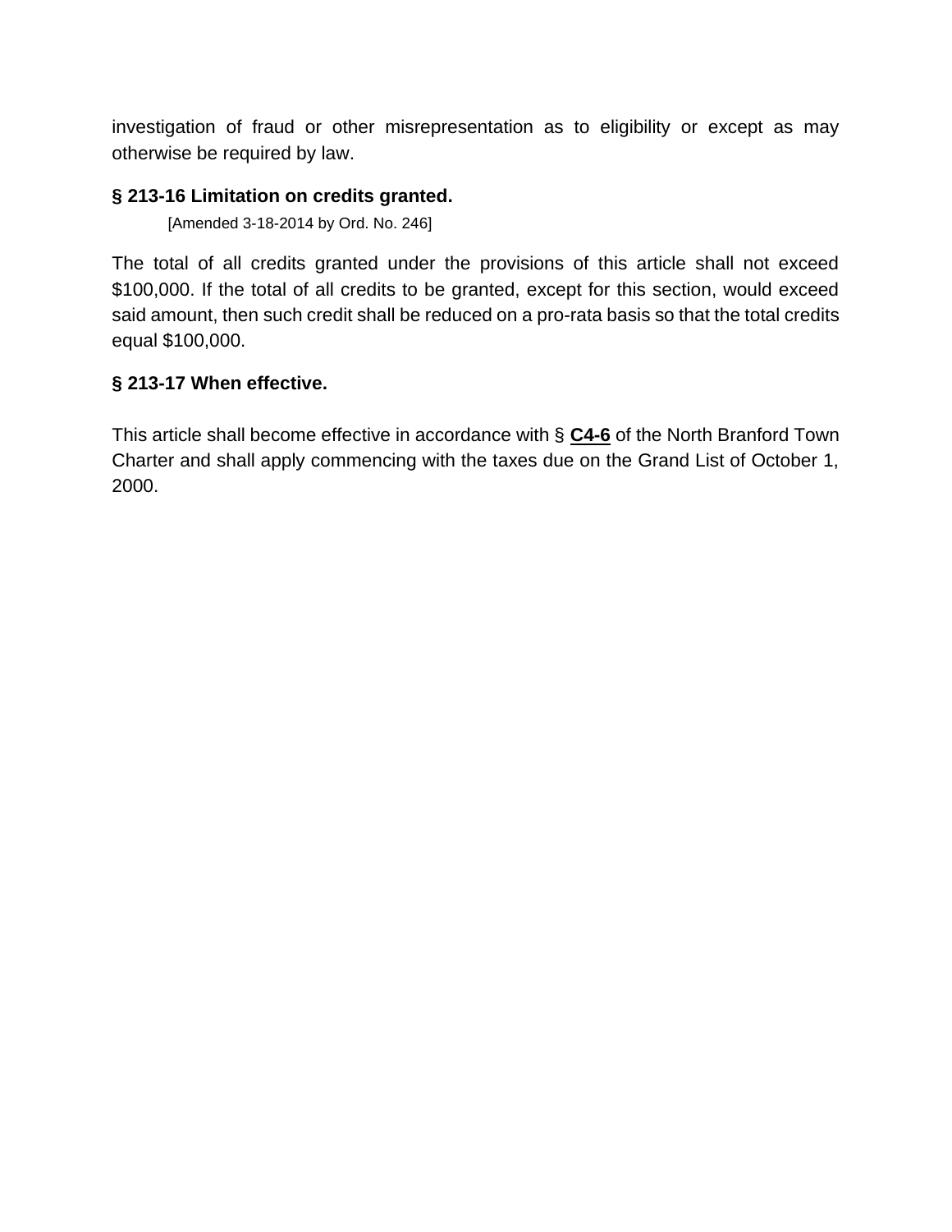investigation of fraud or other misrepresentation as to eligibility or except as may otherwise be required by law.

### § 213-16 Limitation on credits granted.

[Amended 3-18-2014 by Ord. No. 246]

The total of all credits granted under the provisions of this article shall not exceed $100,000. If the total of all credits to be granted, except for this section, would exceed said amount, then such credit shall be reduced on a pro-rata basis so that the total credits equal $100,000.

### § 213-17 When effective.

This article shall become effective in accordance with § **C4-6** of the North Branford Town Charter and shall apply commencing with the taxes due on the Grand List of October 1, 2000.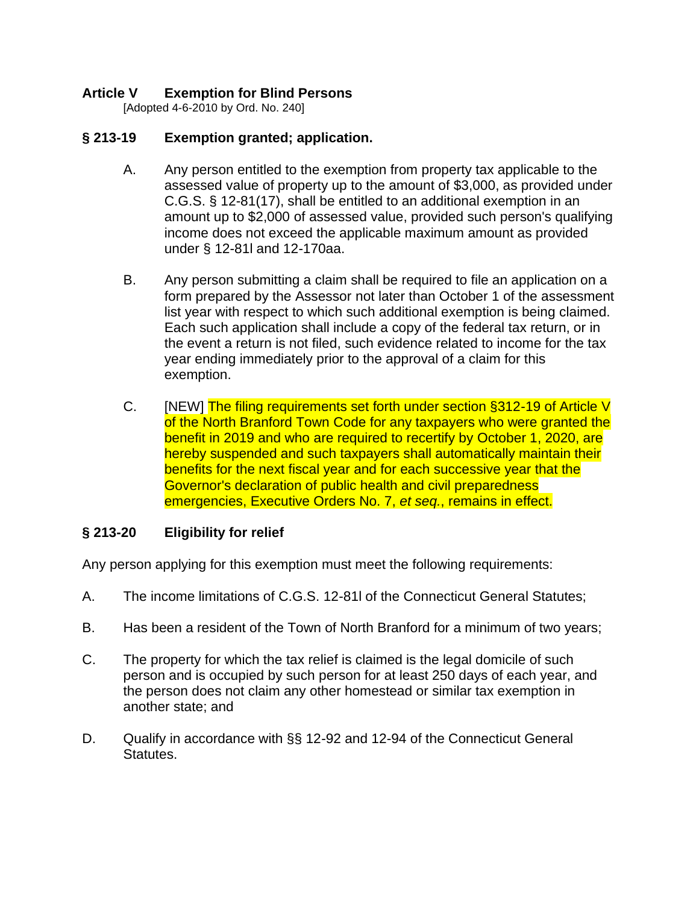## Article V Exemption for Blind Persons

[Adopted 4-6-2010 by Ord. No. 240]

### § 213-19 Exemption granted; application.

A. Any person entitled to the exemption from property tax applicable to the assessed value of property up to the amount of $3,000, as provided under C.G.S. § 12-81(17), shall be entitled to an additional exemption in an amount up to $2,000 of assessed value, provided such person's qualifying income does not exceed the applicable maximum amount as provided under § 12-81l and 12-170aa.

B. Any person submitting a claim shall be required to file an application on a form prepared by the Assessor not later than October 1 of the assessment list year with respect to which such additional exemption is being claimed. Each such application shall include a copy of the federal tax return, or in the event a return is not filed, such evidence related to income for the tax year ending immediately prior to the approval of a claim for this exemption.

C. [NEW] The filing requirements set forth under section §312-19 of Article V of the North Branford Town Code for any taxpayers who were granted the benefit in 2019 and who are required to recertify by October 1, 2020, are hereby suspended and such taxpayers shall automatically maintain their benefits for the next fiscal year and for each successive year that the Governor's declaration of public health and civil preparedness emergencies, Executive Orders No. 7, *et seq.*, remains in effect.

### § 213-20 Eligibility for relief

Any person applying for this exemption must meet the following requirements:

A. The income limitations of C.G.S. 12-81l of the Connecticut General Statutes;

B. Has been a resident of the Town of North Branford for a minimum of two years;

C. The property for which the tax relief is claimed is the legal domicile of such person and is occupied by such person for at least 250 days of each year, and the person does not claim any other homestead or similar tax exemption in another state; and

D. Qualify in accordance with §§ 12-92 and 12-94 of the Connecticut General Statutes.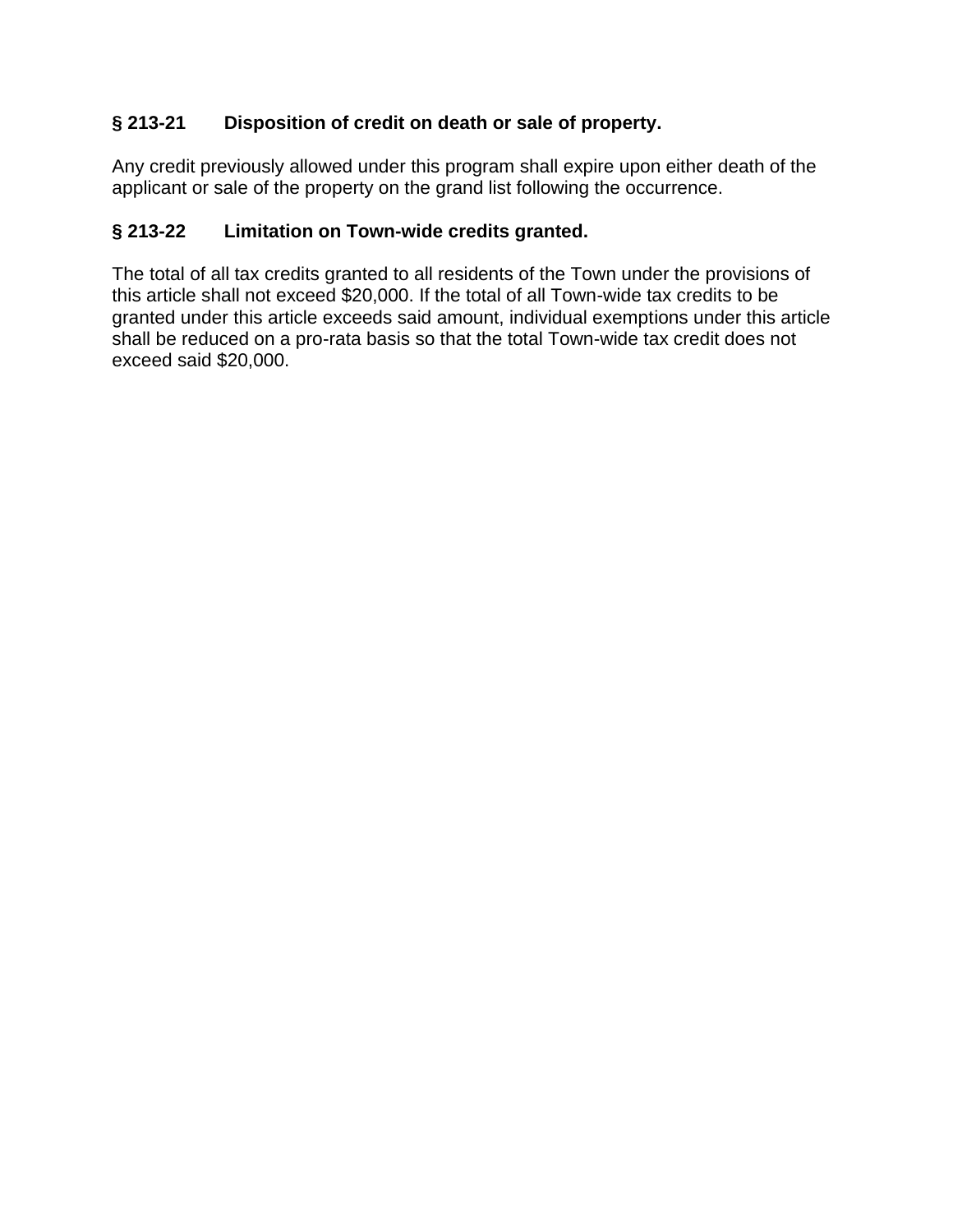### § 213-21 Disposition of credit on death or sale of property.

Any credit previously allowed under this program shall expire upon either death of the applicant or sale of the property on the grand list following the occurrence.

### § 213-22 Limitation on Town-wide credits granted.

The total of all tax credits granted to all residents of the Town under the provisions of this article shall not exceed $20,000. If the total of all Town-wide tax credits to be granted under this article exceeds said amount, individual exemptions under this article shall be reduced on a pro-rata basis so that the total Town-wide tax credit does not exceed said $20,000.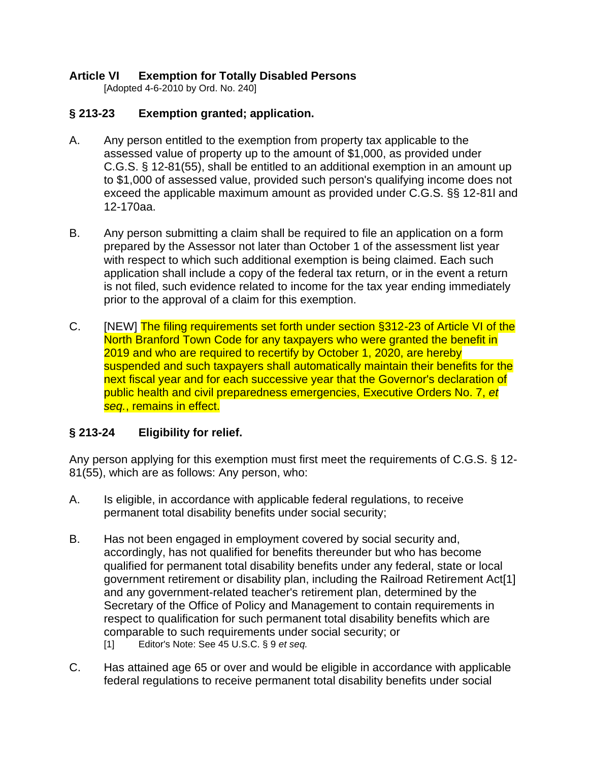## Article VI Exemption for Totally Disabled Persons

[Adopted 4-6-2010 by Ord. No. 240]

### § 213-23 Exemption granted; application.

A. Any person entitled to the exemption from property tax applicable to the assessed value of property up to the amount of $1,000, as provided under C.G.S. § 12-81(55), shall be entitled to an additional exemption in an amount up to $1,000 of assessed value, provided such person's qualifying income does not exceed the applicable maximum amount as provided under C.G.S. §§ 12-81l and 12-170aa.

B. Any person submitting a claim shall be required to file an application on a form prepared by the Assessor not later than October 1 of the assessment list year with respect to which such additional exemption is being claimed. Each such application shall include a copy of the federal tax return, or in the event a return is not filed, such evidence related to income for the tax year ending immediately prior to the approval of a claim for this exemption.

C. [NEW] The filing requirements set forth under section §312-23 of Article VI of the North Branford Town Code for any taxpayers who were granted the benefit in 2019 and who are required to recertify by October 1, 2020, are hereby suspended and such taxpayers shall automatically maintain their benefits for the next fiscal year and for each successive year that the Governor's declaration of public health and civil preparedness emergencies, Executive Orders No. 7, *et seq.*, remains in effect.

### § 213-24 Eligibility for relief.

Any person applying for this exemption must first meet the requirements of C.G.S. § 12-81(55), which are as follows: Any person, who:

A. Is eligible, in accordance with applicable federal regulations, to receive permanent total disability benefits under social security;

B. Has not been engaged in employment covered by social security and, accordingly, has not qualified for benefits thereunder but who has become qualified for permanent total disability benefits under any federal, state or local government retirement or disability plan, including the Railroad Retirement Act[1] and any government-related teacher's retirement plan, determined by the Secretary of the Office of Policy and Management to contain requirements in respect to qualification for such permanent total disability benefits which are comparable to such requirements under social security; or

[1] Editor's Note: See 45 U.S.C. § 9 *et seq.*

C. Has attained age 65 or over and would be eligible in accordance with applicable federal regulations to receive permanent total disability benefits under social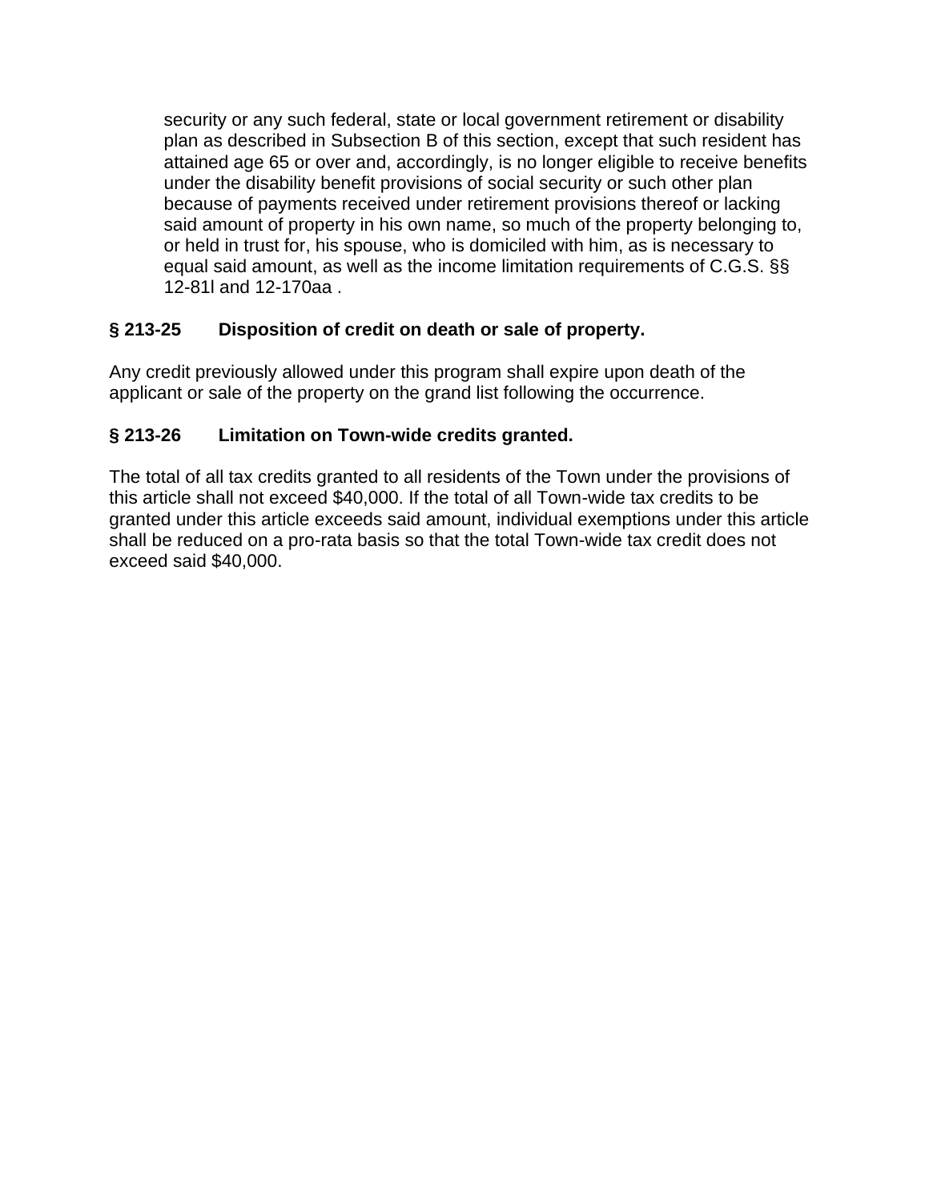security or any such federal, state or local government retirement or disability plan as described in Subsection B of this section, except that such resident has attained age 65 or over and, accordingly, is no longer eligible to receive benefits under the disability benefit provisions of social security or such other plan because of payments received under retirement provisions thereof or lacking said amount of property in his own name, so much of the property belonging to, or held in trust for, his spouse, who is domiciled with him, as is necessary to equal said amount, as well as the income limitation requirements of C.G.S. §§ 12-81l and 12-170aa .

**§ 213-25 Disposition of credit on death or sale of property.**

Any credit previously allowed under this program shall expire upon death of the applicant or sale of the property on the grand list following the occurrence.

**§ 213-26 Limitation on Town-wide credits granted.**

The total of all tax credits granted to all residents of the Town under the provisions of this article shall not exceed $40,000. If the total of all Town-wide tax credits to be granted under this article exceeds said amount, individual exemptions under this article shall be reduced on a pro-rata basis so that the total Town-wide tax credit does not exceed said $40,000.